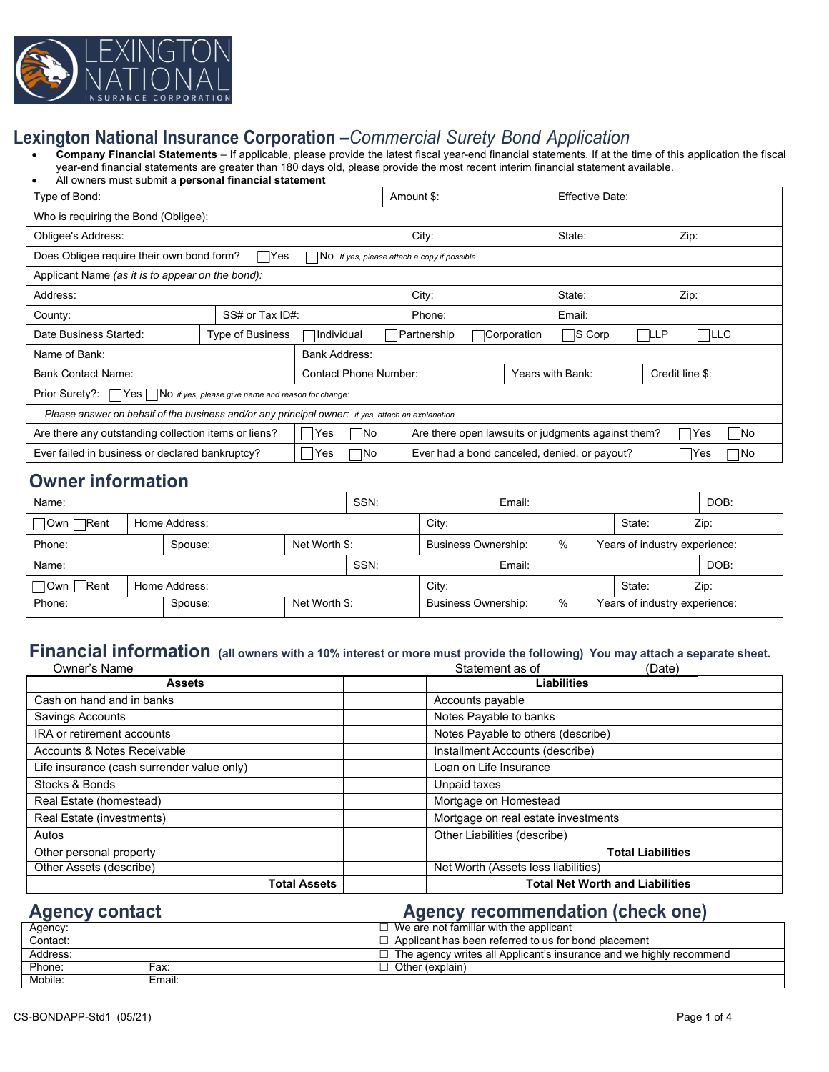LEXINGTON NATIONAL INSURANCE CORPORATION

# Lexington National Insurance Corporation – *Commercial Surety Bond Application*

- **Company Financial Statements** – If applicable, please provide the latest fiscal year-end financial statements. If at the time of this application the fiscal year-end financial statements are greater than 180 days old, please provide the most recent interim financial statement available.
- All owners must submit a **personal financial statement**

| | | | |
|---|---|---|---|
| Type of Bond: | Amount $: | Effective Date: | |
| Who is requiring the Bond (Obligee): | | | |
| Obligee's Address: | City: | State: | Zip: |
| Does Obligee require their own bond form? ☐Yes ☐No *If yes, please attach a copy if possible* | | | |
| Applicant Name *(as it is to appear on the bond)*: | | | |
| Address: | City: | State: | Zip: |
| County: | SS# or Tax ID#: | Phone: | Email: |
| Date Business Started: | Type of Business ☐Individual ☐Partnership ☐Corporation ☐S Corp ☐LLP ☐LLC | | |
| Name of Bank: | Bank Address: | | |
| Bank Contact Name: | Contact Phone Number: | Years with Bank: | Credit line $: |
| Prior Surety?: ☐Yes ☐No *if yes, please give name and reason for change:* | | | |
| *Please answer on behalf of the business and/or any principal owner: if yes, attach an explanation* | | | |
| Are there any outstanding collection items or liens? | ☐Yes ☐No | Are there open lawsuits or judgments against them? | ☐Yes ☐No |
| Ever failed in business or declared bankruptcy? | ☐Yes ☐No | Ever had a bond canceled, denied, or payout? | ☐Yes ☐No |

## Owner information

| | | | | |
|---|---|---|---|---|
| Name: | SSN: | Email: | | DOB: |
| ☐Own ☐Rent | Home Address: | City: | State: | Zip: |
| Phone: | Spouse: | Net Worth $: | Business Ownership: % | Years of industry experience: |
| Name: | SSN: | Email: | | DOB: |
| ☐Own ☐Rent | Home Address: | City: | State: | Zip: |
| Phone: | Spouse: | Net Worth $: | Business Ownership: % | Years of industry experience: |

## Financial information **(all owners with a 10% interest or more must provide the following) You may attach a separate sheet.**

Owner's Name Statement as of (Date)

| Assets | | Liabilities | |
|---|---|---|---|
| Cash on hand and in banks | | Accounts payable | |
| Savings Accounts | | Notes Payable to banks | |
| IRA or retirement accounts | | Notes Payable to others (describe) | |
| Accounts & Notes Receivable | | Installment Accounts (describe) | |
| Life insurance (cash surrender value only) | | Loan on Life Insurance | |
| Stocks & Bonds | | Unpaid taxes | |
| Real Estate (homestead) | | Mortgage on Homestead | |
| Real Estate (investments) | | Mortgage on real estate investments | |
| Autos | | Other Liabilities (describe) | |
| Other personal property | | **Total Liabilities** | |
| Other Assets (describe) | | Net Worth (Assets less liabilities) | |
| **Total Assets** | | **Total Net Worth and Liabilities** | |

## Agency contact

| | |
|---|---|
| Agency: | |
| Contact: | |
| Address: | |
| Phone: | Fax: |
| Mobile: | Email: |

## Agency recommendation (check one)

- ☐ We are not familiar with the applicant
- ☐ Applicant has been referred to us for bond placement
- ☐ The agency writes all Applicant's insurance and we highly recommend
- ☐ Other (explain)

CS-BONDAPP-Std1 (05/21)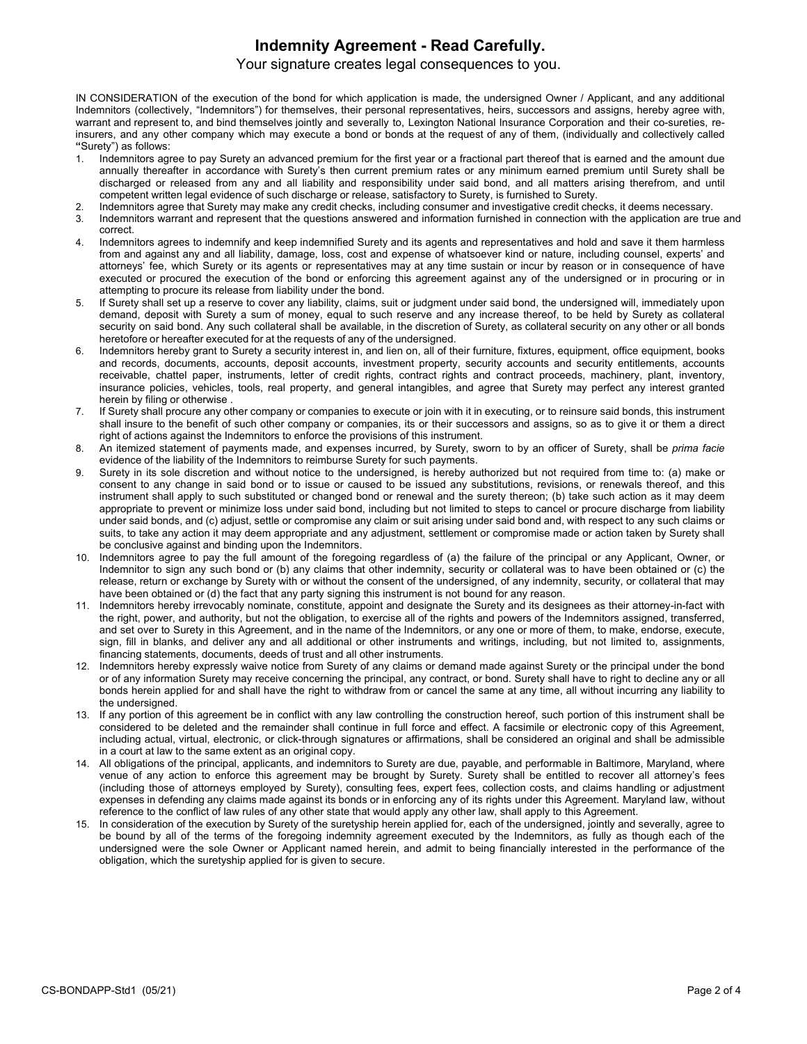# Indemnity Agreement - Read Carefully.

Your signature creates legal consequences to you.

IN CONSIDERATION of the execution of the bond for which application is made, the undersigned Owner / Applicant, and any additional Indemnitors (collectively, "Indemnitors") for themselves, their personal representatives, heirs, successors and assigns, hereby agree with, warrant and represent to, and bind themselves jointly and severally to, Lexington National Insurance Corporation and their co-sureties, re-insurers, and any other company which may execute a bond or bonds at the request of any of them, (individually and collectively called "Surety") as follows:

1. Indemnitors agree to pay Surety an advanced premium for the first year or a fractional part thereof that is earned and the amount due annually thereafter in accordance with Surety's then current premium rates or any minimum earned premium until Surety shall be discharged or released from any and all liability and responsibility under said bond, and all matters arising therefrom, and until competent written legal evidence of such discharge or release, satisfactory to Surety, is furnished to Surety.
2. Indemnitors agree that Surety may make any credit checks, including consumer and investigative credit checks, it deems necessary.
3. Indemnitors warrant and represent that the questions answered and information furnished in connection with the application are true and correct.
4. Indemnitors agrees to indemnify and keep indemnified Surety and its agents and representatives and hold and save it them harmless from and against any and all liability, damage, loss, cost and expense of whatsoever kind or nature, including counsel, experts' and attorneys' fee, which Surety or its agents or representatives may at any time sustain or incur by reason or in consequence of have executed or procured the execution of the bond or enforcing this agreement against any of the undersigned or in procuring or in attempting to procure its release from liability under the bond.
5. If Surety shall set up a reserve to cover any liability, claims, suit or judgment under said bond, the undersigned will, immediately upon demand, deposit with Surety a sum of money, equal to such reserve and any increase thereof, to be held by Surety as collateral security on said bond. Any such collateral shall be available, in the discretion of Surety, as collateral security on any other or all bonds heretofore or hereafter executed for at the requests of any of the undersigned.
6. Indemnitors hereby grant to Surety a security interest in, and lien on, all of their furniture, fixtures, equipment, office equipment, books and records, documents, accounts, deposit accounts, investment property, security accounts and security entitlements, accounts receivable, chattel paper, instruments, letter of credit rights, contract rights and contract proceeds, machinery, plant, inventory, insurance policies, vehicles, tools, real property, and general intangibles, and agree that Surety may perfect any interest granted herein by filing or otherwise .
7. If Surety shall procure any other company or companies to execute or join with it in executing, or to reinsure said bonds, this instrument shall insure to the benefit of such other company or companies, its or their successors and assigns, so as to give it or them a direct right of actions against the Indemnitors to enforce the provisions of this instrument.
8. An itemized statement of payments made, and expenses incurred, by Surety, sworn to by an officer of Surety, shall be *prima facie* evidence of the liability of the Indemnitors to reimburse Surety for such payments.
9. Surety in its sole discretion and without notice to the undersigned, is hereby authorized but not required from time to: (a) make or consent to any change in said bond or to issue or caused to be issued any substitutions, revisions, or renewals thereof, and this instrument shall apply to such substituted or changed bond or renewal and the surety thereon; (b) take such action as it may deem appropriate to prevent or minimize loss under said bond, including but not limited to steps to cancel or procure discharge from liability under said bonds, and (c) adjust, settle or compromise any claim or suit arising under said bond and, with respect to any such claims or suits, to take any action it may deem appropriate and any adjustment, settlement or compromise made or action taken by Surety shall be conclusive against and binding upon the Indemnitors.
10. Indemnitors agree to pay the full amount of the foregoing regardless of (a) the failure of the principal or any Applicant, Owner, or Indemnitor to sign any such bond or (b) any claims that other indemnity, security or collateral was to have been obtained or (c) the release, return or exchange by Surety with or without the consent of the undersigned, of any indemnity, security, or collateral that may have been obtained or (d) the fact that any party signing this instrument is not bound for any reason.
11. Indemnitors hereby irrevocably nominate, constitute, appoint and designate the Surety and its designees as their attorney-in-fact with the right, power, and authority, but not the obligation, to exercise all of the rights and powers of the Indemnitors assigned, transferred, and set over to Surety in this Agreement, and in the name of the Indemnitors, or any one or more of them, to make, endorse, execute, sign, fill in blanks, and deliver any and all additional or other instruments and writings, including, but not limited to, assignments, financing statements, documents, deeds of trust and all other instruments.
12. Indemnitors hereby expressly waive notice from Surety of any claims or demand made against Surety or the principal under the bond or of any information Surety may receive concerning the principal, any contract, or bond. Surety shall have to right to decline any or all bonds herein applied for and shall have the right to withdraw from or cancel the same at any time, all without incurring any liability to the undersigned.
13. If any portion of this agreement be in conflict with any law controlling the construction hereof, such portion of this instrument shall be considered to be deleted and the remainder shall continue in full force and effect. A facsimile or electronic copy of this Agreement, including actual, virtual, electronic, or click-through signatures or affirmations, shall be considered an original and shall be admissible in a court at law to the same extent as an original copy.
14. All obligations of the principal, applicants, and indemnitors to Surety are due, payable, and performable in Baltimore, Maryland, where venue of any action to enforce this agreement may be brought by Surety. Surety shall be entitled to recover all attorney's fees (including those of attorneys employed by Surety), consulting fees, expert fees, collection costs, and claims handling or adjustment expenses in defending any claims made against its bonds or in enforcing any of its rights under this Agreement. Maryland law, without reference to the conflict of law rules of any other state that would apply any other law, shall apply to this Agreement.
15. In consideration of the execution by Surety of the suretyship herein applied for, each of the undersigned, jointly and severally, agree to be bound by all of the terms of the foregoing indemnity agreement executed by the Indemnitors, as fully as though each of the undersigned were the sole Owner or Applicant named herein, and admit to being financially interested in the performance of the obligation, which the suretyship applied for is given to secure.

CS-BONDAPP-Std1 (05/21)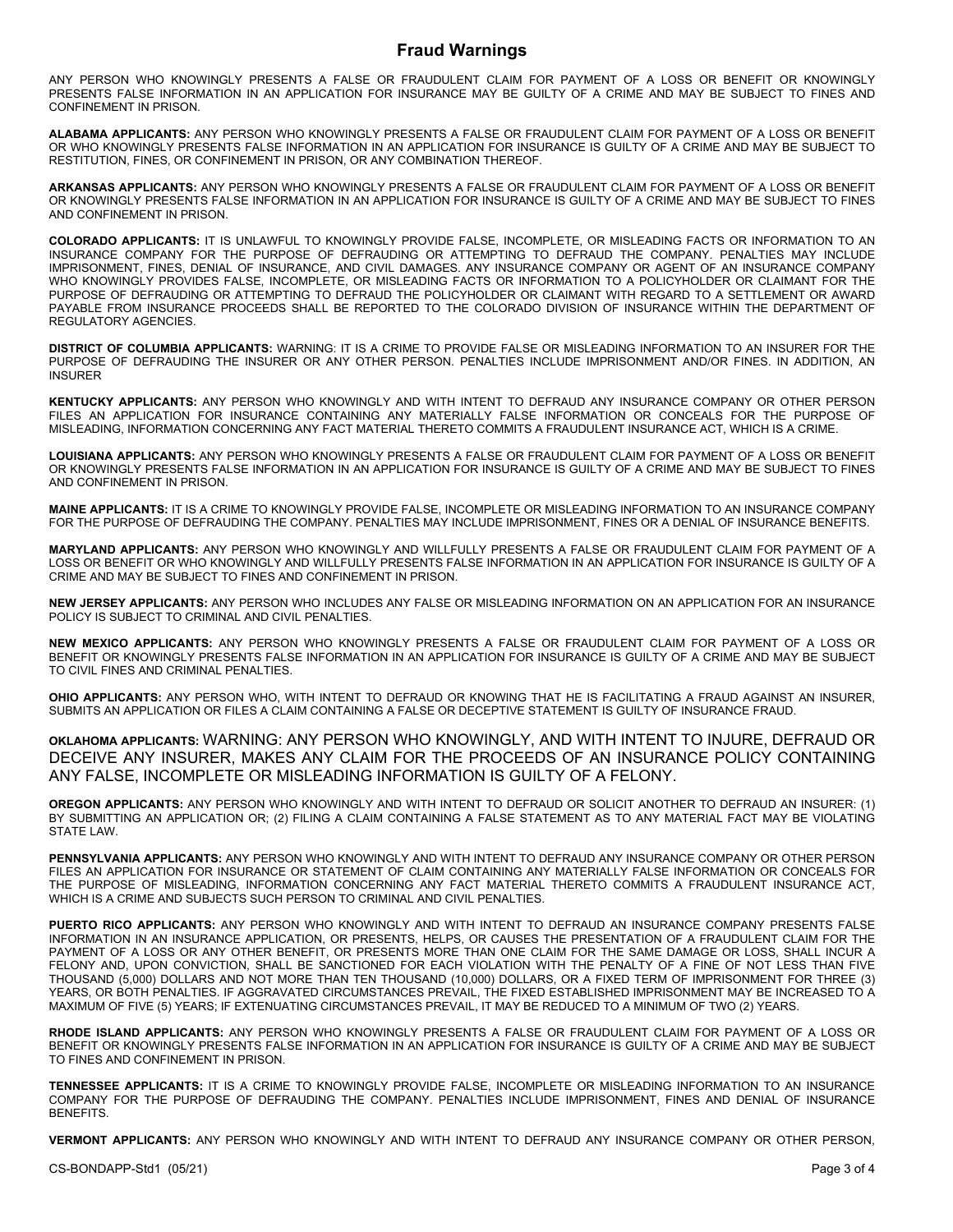# Fraud Warnings

ANY PERSON WHO KNOWINGLY PRESENTS A FALSE OR FRAUDULENT CLAIM FOR PAYMENT OF A LOSS OR BENEFIT OR KNOWINGLY PRESENTS FALSE INFORMATION IN AN APPLICATION FOR INSURANCE MAY BE GUILTY OF A CRIME AND MAY BE SUBJECT TO FINES AND CONFINEMENT IN PRISON.

**ALABAMA APPLICANTS:** ANY PERSON WHO KNOWINGLY PRESENTS A FALSE OR FRAUDULENT CLAIM FOR PAYMENT OF A LOSS OR BENEFIT OR WHO KNOWINGLY PRESENTS FALSE INFORMATION IN AN APPLICATION FOR INSURANCE IS GUILTY OF A CRIME AND MAY BE SUBJECT TO RESTITUTION, FINES, OR CONFINEMENT IN PRISON, OR ANY COMBINATION THEREOF.

**ARKANSAS APPLICANTS:** ANY PERSON WHO KNOWINGLY PRESENTS A FALSE OR FRAUDULENT CLAIM FOR PAYMENT OF A LOSS OR BENEFIT OR KNOWINGLY PRESENTS FALSE INFORMATION IN AN APPLICATION FOR INSURANCE IS GUILTY OF A CRIME AND MAY BE SUBJECT TO FINES AND CONFINEMENT IN PRISON.

**COLORADO APPLICANTS:** IT IS UNLAWFUL TO KNOWINGLY PROVIDE FALSE, INCOMPLETE, OR MISLEADING FACTS OR INFORMATION TO AN INSURANCE COMPANY FOR THE PURPOSE OF DEFRAUDING OR ATTEMPTING TO DEFRAUD THE COMPANY. PENALTIES MAY INCLUDE IMPRISONMENT, FINES, DENIAL OF INSURANCE, AND CIVIL DAMAGES. ANY INSURANCE COMPANY OR AGENT OF AN INSURANCE COMPANY WHO KNOWINGLY PROVIDES FALSE, INCOMPLETE, OR MISLEADING FACTS OR INFORMATION TO A POLICYHOLDER OR CLAIMANT FOR THE PURPOSE OF DEFRAUDING OR ATTEMPTING TO DEFRAUD THE POLICYHOLDER OR CLAIMANT WITH REGARD TO A SETTLEMENT OR AWARD PAYABLE FROM INSURANCE PROCEEDS SHALL BE REPORTED TO THE COLORADO DIVISION OF INSURANCE WITHIN THE DEPARTMENT OF REGULATORY AGENCIES.

**DISTRICT OF COLUMBIA APPLICANTS:** WARNING: IT IS A CRIME TO PROVIDE FALSE OR MISLEADING INFORMATION TO AN INSURER FOR THE PURPOSE OF DEFRAUDING THE INSURER OR ANY OTHER PERSON. PENALTIES INCLUDE IMPRISONMENT AND/OR FINES. IN ADDITION, AN INSURER

**KENTUCKY APPLICANTS:** ANY PERSON WHO KNOWINGLY AND WITH INTENT TO DEFRAUD ANY INSURANCE COMPANY OR OTHER PERSON FILES AN APPLICATION FOR INSURANCE CONTAINING ANY MATERIALLY FALSE INFORMATION OR CONCEALS FOR THE PURPOSE OF MISLEADING, INFORMATION CONCERNING ANY FACT MATERIAL THERETO COMMITS A FRAUDULENT INSURANCE ACT, WHICH IS A CRIME.

**LOUISIANA APPLICANTS:** ANY PERSON WHO KNOWINGLY PRESENTS A FALSE OR FRAUDULENT CLAIM FOR PAYMENT OF A LOSS OR BENEFIT OR KNOWINGLY PRESENTS FALSE INFORMATION IN AN APPLICATION FOR INSURANCE IS GUILTY OF A CRIME AND MAY BE SUBJECT TO FINES AND CONFINEMENT IN PRISON.

**MAINE APPLICANTS:** IT IS A CRIME TO KNOWINGLY PROVIDE FALSE, INCOMPLETE OR MISLEADING INFORMATION TO AN INSURANCE COMPANY FOR THE PURPOSE OF DEFRAUDING THE COMPANY. PENALTIES MAY INCLUDE IMPRISONMENT, FINES OR A DENIAL OF INSURANCE BENEFITS.

**MARYLAND APPLICANTS:** ANY PERSON WHO KNOWINGLY AND WILLFULLY PRESENTS A FALSE OR FRAUDULENT CLAIM FOR PAYMENT OF A LOSS OR BENEFIT OR WHO KNOWINGLY AND WILLFULLY PRESENTS FALSE INFORMATION IN AN APPLICATION FOR INSURANCE IS GUILTY OF A CRIME AND MAY BE SUBJECT TO FINES AND CONFINEMENT IN PRISON.

**NEW JERSEY APPLICANTS:** ANY PERSON WHO INCLUDES ANY FALSE OR MISLEADING INFORMATION ON AN APPLICATION FOR AN INSURANCE POLICY IS SUBJECT TO CRIMINAL AND CIVIL PENALTIES.

**NEW MEXICO APPLICANTS:** ANY PERSON WHO KNOWINGLY PRESENTS A FALSE OR FRAUDULENT CLAIM FOR PAYMENT OF A LOSS OR BENEFIT OR KNOWINGLY PRESENTS FALSE INFORMATION IN AN APPLICATION FOR INSURANCE IS GUILTY OF A CRIME AND MAY BE SUBJECT TO CIVIL FINES AND CRIMINAL PENALTIES.

**OHIO APPLICANTS:** ANY PERSON WHO, WITH INTENT TO DEFRAUD OR KNOWING THAT HE IS FACILITATING A FRAUD AGAINST AN INSURER, SUBMITS AN APPLICATION OR FILES A CLAIM CONTAINING A FALSE OR DECEPTIVE STATEMENT IS GUILTY OF INSURANCE FRAUD.

**OKLAHOMA APPLICANTS:** WARNING: ANY PERSON WHO KNOWINGLY, AND WITH INTENT TO INJURE, DEFRAUD OR DECEIVE ANY INSURER, MAKES ANY CLAIM FOR THE PROCEEDS OF AN INSURANCE POLICY CONTAINING ANY FALSE, INCOMPLETE OR MISLEADING INFORMATION IS GUILTY OF A FELONY.

**OREGON APPLICANTS:** ANY PERSON WHO KNOWINGLY AND WITH INTENT TO DEFRAUD OR SOLICIT ANOTHER TO DEFRAUD AN INSURER: (1) BY SUBMITTING AN APPLICATION OR; (2) FILING A CLAIM CONTAINING A FALSE STATEMENT AS TO ANY MATERIAL FACT MAY BE VIOLATING STATE LAW.

**PENNSYLVANIA APPLICANTS:** ANY PERSON WHO KNOWINGLY AND WITH INTENT TO DEFRAUD ANY INSURANCE COMPANY OR OTHER PERSON FILES AN APPLICATION FOR INSURANCE OR STATEMENT OF CLAIM CONTAINING ANY MATERIALLY FALSE INFORMATION OR CONCEALS FOR THE PURPOSE OF MISLEADING, INFORMATION CONCERNING ANY FACT MATERIAL THERETO COMMITS A FRAUDULENT INSURANCE ACT, WHICH IS A CRIME AND SUBJECTS SUCH PERSON TO CRIMINAL AND CIVIL PENALTIES.

**PUERTO RICO APPLICANTS:** ANY PERSON WHO KNOWINGLY AND WITH INTENT TO DEFRAUD AN INSURANCE COMPANY PRESENTS FALSE INFORMATION IN AN INSURANCE APPLICATION, OR PRESENTS, HELPS, OR CAUSES THE PRESENTATION OF A FRAUDULENT CLAIM FOR THE PAYMENT OF A LOSS OR ANY OTHER BENEFIT, OR PRESENTS MORE THAN ONE CLAIM FOR THE SAME DAMAGE OR LOSS, SHALL INCUR A FELONY AND, UPON CONVICTION, SHALL BE SANCTIONED FOR EACH VIOLATION WITH THE PENALTY OF A FINE OF NOT LESS THAN FIVE THOUSAND (5,000) DOLLARS AND NOT MORE THAN TEN THOUSAND (10,000) DOLLARS, OR A FIXED TERM OF IMPRISONMENT FOR THREE (3) YEARS, OR BOTH PENALTIES. IF AGGRAVATED CIRCUMSTANCES PREVAIL, THE FIXED ESTABLISHED IMPRISONMENT MAY BE INCREASED TO A MAXIMUM OF FIVE (5) YEARS; IF EXTENUATING CIRCUMSTANCES PREVAIL, IT MAY BE REDUCED TO A MINIMUM OF TWO (2) YEARS.

**RHODE ISLAND APPLICANTS:** ANY PERSON WHO KNOWINGLY PRESENTS A FALSE OR FRAUDULENT CLAIM FOR PAYMENT OF A LOSS OR BENEFIT OR KNOWINGLY PRESENTS FALSE INFORMATION IN AN APPLICATION FOR INSURANCE IS GUILTY OF A CRIME AND MAY BE SUBJECT TO FINES AND CONFINEMENT IN PRISON.

**TENNESSEE APPLICANTS:** IT IS A CRIME TO KNOWINGLY PROVIDE FALSE, INCOMPLETE OR MISLEADING INFORMATION TO AN INSURANCE COMPANY FOR THE PURPOSE OF DEFRAUDING THE COMPANY. PENALTIES INCLUDE IMPRISONMENT, FINES AND DENIAL OF INSURANCE BENEFITS.

**VERMONT APPLICANTS:** ANY PERSON WHO KNOWINGLY AND WITH INTENT TO DEFRAUD ANY INSURANCE COMPANY OR OTHER PERSON,

CS-BONDAPP-Std1 (05/21)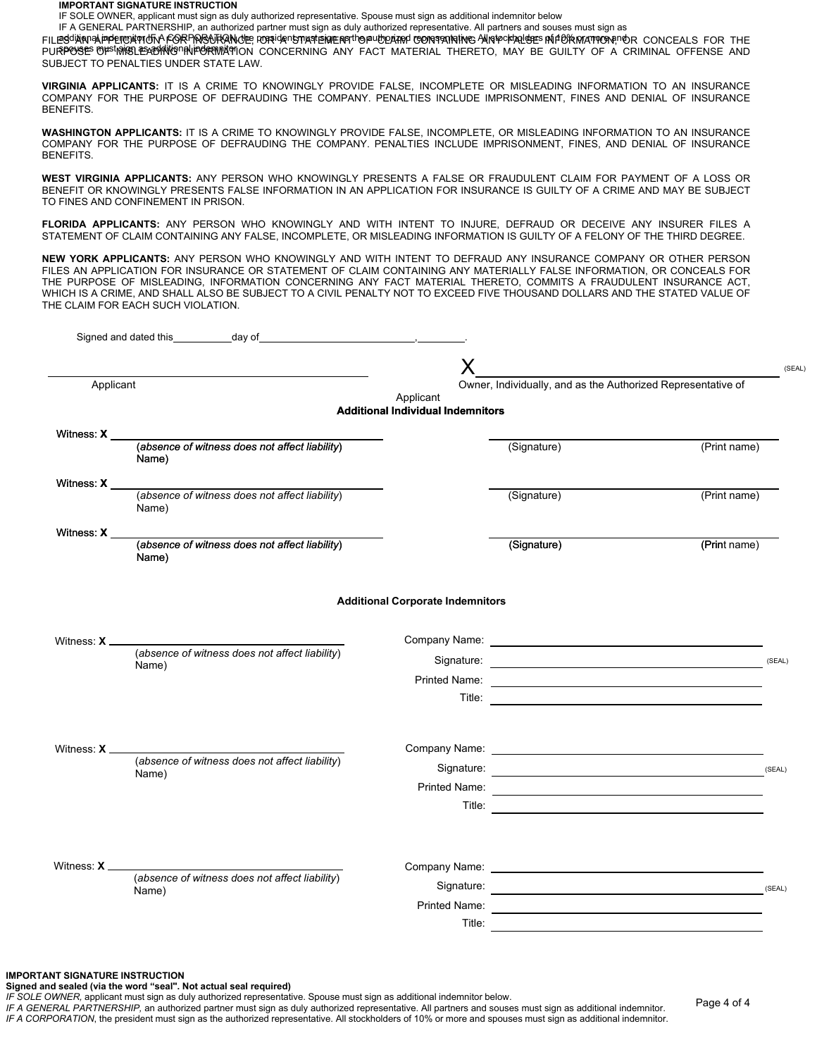**IMPORTANT SIGNATURE INSTRUCTION**

IF SOLE OWNER, applicant must sign as duly authorized representative. Spouse must sign as additional indemnitor below

IF A GENERAL PARTNERSHIP, an authorized partner must sign as duly authorized representative. All partners and souses must sign as additional indemnitor. IF A CORPORATION, the president must sign as the authorized representative. All stockholders of 10% or more and spouses must sign as additional indemnitor.

FILES AN APPLICATION FOR INSURANCE OR A STATEMENT OF CLAIM CONTAINING ANY FALSE INFORMATION, OR CONCEALS FOR THE PURPOSE OF MISLEADING INFORMATION CONCERNING ANY FACT MATERIAL THERETO, MAY BE GUILTY OF A CRIMINAL OFFENSE AND SUBJECT TO PENALTIES UNDER STATE LAW.

**VIRGINIA APPLICANTS:** IT IS A CRIME TO KNOWINGLY PROVIDE FALSE, INCOMPLETE OR MISLEADING INFORMATION TO AN INSURANCE COMPANY FOR THE PURPOSE OF DEFRAUDING THE COMPANY. PENALTIES INCLUDE IMPRISONMENT, FINES AND DENIAL OF INSURANCE BENEFITS.

**WASHINGTON APPLICANTS:** IT IS A CRIME TO KNOWINGLY PROVIDE FALSE, INCOMPLETE, OR MISLEADING INFORMATION TO AN INSURANCE COMPANY FOR THE PURPOSE OF DEFRAUDING THE COMPANY. PENALTIES INCLUDE IMPRISONMENT, FINES, AND DENIAL OF INSURANCE BENEFITS.

**WEST VIRGINIA APPLICANTS:** ANY PERSON WHO KNOWINGLY PRESENTS A FALSE OR FRAUDULENT CLAIM FOR PAYMENT OF A LOSS OR BENEFIT OR KNOWINGLY PRESENTS FALSE INFORMATION IN AN APPLICATION FOR INSURANCE IS GUILTY OF A CRIME AND MAY BE SUBJECT TO FINES AND CONFINEMENT IN PRISON.

**FLORIDA APPLICANTS:** ANY PERSON WHO KNOWINGLY AND WITH INTENT TO INJURE, DEFRAUD OR DECEIVE ANY INSURER FILES A STATEMENT OF CLAIM CONTAINING ANY FALSE, INCOMPLETE, OR MISLEADING INFORMATION IS GUILTY OF A FELONY OF THE THIRD DEGREE.

**NEW YORK APPLICANTS:** ANY PERSON WHO KNOWINGLY AND WITH INTENT TO DEFRAUD ANY INSURANCE COMPANY OR OTHER PERSON FILES AN APPLICATION FOR INSURANCE OR STATEMENT OF CLAIM CONTAINING ANY MATERIALLY FALSE INFORMATION, OR CONCEALS FOR THE PURPOSE OF MISLEADING, INFORMATION CONCERNING ANY FACT MATERIAL THERETO, COMMITS A FRAUDULENT INSURANCE ACT, WHICH IS A CRIME, AND SHALL ALSO BE SUBJECT TO A CIVIL PENALTY NOT TO EXCEED FIVE THOUSAND DOLLARS AND THE STATED VALUE OF THE CLAIM FOR EACH SUCH VIOLATION.

Signed and dated this__________day of____________________________,________.

______________________________ X______________________________ (SEAL)

Applicant — Owner, Individually, and as the Authorized Representative of Applicant

**Additional Individual Indemnitors**

Witness: **X** ______________________________ (*absence of witness does not affect liability*) Name) ______________________________ (Signature) (Print name)

Witness: **X** ______________________________ (*absence of witness does not affect liability*) Name) ______________________________ (Signature) (Print name)

Witness: **X** ______________________________ (*absence of witness does not affect liability*) Name) ______________________________ (Signature) (Print name)

**Additional Corporate Indemnitors**

Witness: **X** ______________________________ (*absence of witness does not affect liability*) Name)

Company Name: ______________________________

Signature: ______________________________ (SEAL)

Printed Name: ______________________________

Title: ______________________________

Witness: **X** ______________________________ (*absence of witness does not affect liability*) Name)

Company Name: ______________________________

Signature: ______________________________ (SEAL)

Printed Name: ______________________________

Title: ______________________________

Witness: **X** ______________________________ (*absence of witness does not affect liability*) Name)

Company Name: ______________________________

Signature: ______________________________ (SEAL)

Printed Name: ______________________________

Title: ______________________________

**IMPORTANT SIGNATURE INSTRUCTION**

**Signed and sealed (via the word "seal". Not actual seal required)**

*IF SOLE OWNER,* applicant must sign as duly authorized representative. Spouse must sign as additional indemnitor below.

*IF A GENERAL PARTNERSHIP,* an authorized partner must sign as duly authorized representative. All partners and souses must sign as additional indemnitor.

*IF A CORPORATION*, the president must sign as the authorized representative. All stockholders of 10% or more and spouses must sign as additional indemnitor.